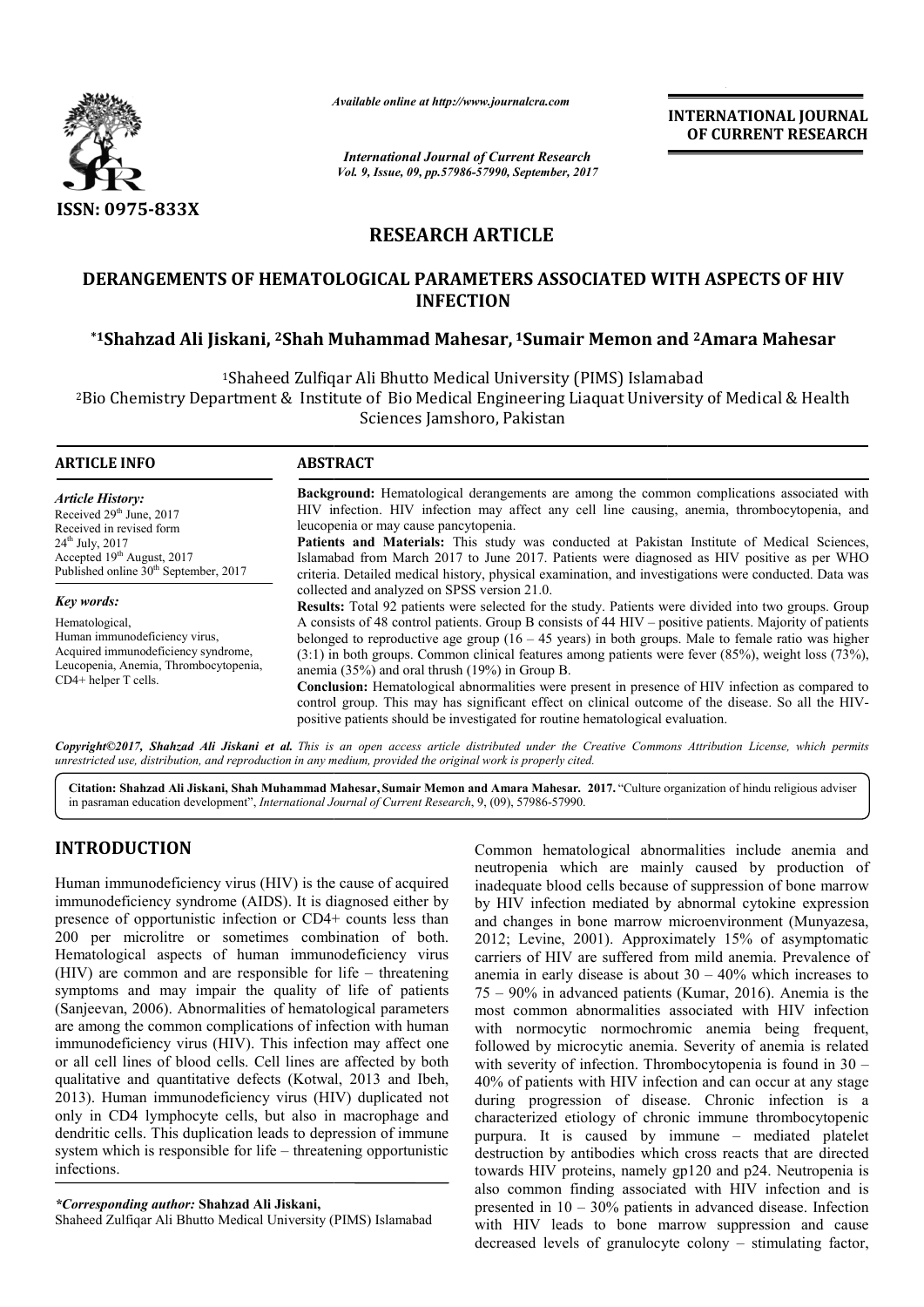*Available online at http://www.journalcra.com*

*International Journal of Current Research*
*Vol. 9, Issue, 09, pp.57986-57990, September, 2017*

**INTERNATIONAL JOURNAL OF CURRENT RESEARCH**

**ISSN: 0975-833X**

# RESEARCH ARTICLE

## DERANGEMENTS OF HEMATOLOGICAL PARAMETERS ASSOCIATED WITH ASPECTS OF HIV INFECTION

**\*[1]Shahzad Ali Jiskani, [2]Shah Muhammad Mahesar, [1]Sumair Memon and [2]Amara Mahesar**

[1]Shaheed Zulfiqar Ali Bhutto Medical University (PIMS) Islamabad
[2]Bio Chemistry Department & Institute of Bio Medical Engineering Liaquat University of Medical & Health Sciences Jamshoro, Pakistan

**ARTICLE INFO**

*Article History:*
Received 29th June, 2017
Received in revised form
24th July, 2017
Accepted 19th August, 2017
Published online 30th September, 2017

*Key words:*
Hematological,
Human immunodeficiency virus,
Acquired immunodeficiency syndrome,
Leucopenia, Anemia, Thrombocytopenia,
CD4+ helper T cells.

**ABSTRACT**

**Background:** Hematological derangements are among the common complications associated with HIV infection. HIV infection may affect any cell line causing, anemia, thrombocytopenia, and leucopenia or may cause pancytopenia.

**Patients and Materials:** This study was conducted at Pakistan Institute of Medical Sciences, Islamabad from March 2017 to June 2017. Patients were diagnosed as HIV positive as per WHO criteria. Detailed medical history, physical examination, and investigations were conducted. Data was collected and analyzed on SPSS version 21.0.

**Results:** Total 92 patients were selected for the study. Patients were divided into two groups. Group A consists of 48 control patients. Group B consists of 44 HIV – positive patients. Majority of patients belonged to reproductive age group (16 – 45 years) in both groups. Male to female ratio was higher (3:1) in both groups. Common clinical features among patients were fever (85%), weight loss (73%), anemia (35%) and oral thrush (19%) in Group B.

**Conclusion:** Hematological abnormalities were present in presence of HIV infection as compared to control group. This may has significant effect on clinical outcome of the disease. So all the HIV-positive patients should be investigated for routine hematological evaluation.

*Copyright©2017, Shahzad Ali Jiskani et al. This is an open access article distributed under the Creative Commons Attribution License, which permits unrestricted use, distribution, and reproduction in any medium, provided the original work is properly cited.*

**Citation: Shahzad Ali Jiskani, Shah Muhammad Mahesar, Sumair Memon and Amara Mahesar. 2017.** "Culture organization of hindu religious adviser in pasraman education development", *International Journal of Current Research*, 9, (09), 57986-57990.

## INTRODUCTION

Human immunodeficiency virus (HIV) is the cause of acquired immunodeficiency syndrome (AIDS). It is diagnosed either by presence of opportunistic infection or CD4+ counts less than 200 per microlitre or sometimes combination of both. Hematological aspects of human immunodeficiency virus (HIV) are common and are responsible for life – threatening symptoms and may impair the quality of life of patients (Sanjeevan, 2006). Abnormalities of hematological parameters are among the common complications of infection with human immunodeficiency virus (HIV). This infection may affect one or all cell lines of blood cells. Cell lines are affected by both qualitative and quantitative defects (Kotwal, 2013 and Ibeh, 2013). Human immunodeficiency virus (HIV) duplicated not only in CD4 lymphocyte cells, but also in macrophage and dendritic cells. This duplication leads to depression of immune system which is responsible for life – threatening opportunistic infections.

Common hematological abnormalities include anemia and neutropenia which are mainly caused by production of inadequate blood cells because of suppression of bone marrow by HIV infection mediated by abnormal cytokine expression and changes in bone marrow microenvironment (Munyazesa, 2012; Levine, 2001). Approximately 15% of asymptomatic carriers of HIV are suffered from mild anemia. Prevalence of anemia in early disease is about 30 – 40% which increases to 75 – 90% in advanced patients (Kumar, 2016). Anemia is the most common abnormalities associated with HIV infection with normocytic normochromic anemia being frequent, followed by microcytic anemia. Severity of anemia is related with severity of infection. Thrombocytopenia is found in 30 – 40% of patients with HIV infection and can occur at any stage during progression of disease. Chronic infection is a characterized etiology of chronic immune thrombocytopenic purpura. It is caused by immune – mediated platelet destruction by antibodies which cross reacts that are directed towards HIV proteins, namely gp120 and p24. Neutropenia is also common finding associated with HIV infection and is presented in 10 – 30% patients in advanced disease. Infection with HIV leads to bone marrow suppression and cause decreased levels of granulocyte colony – stimulating factor,

*\*Corresponding author:* **Shahzad Ali Jiskani,**
Shaheed Zulfiqar Ali Bhutto Medical University (PIMS) Islamabad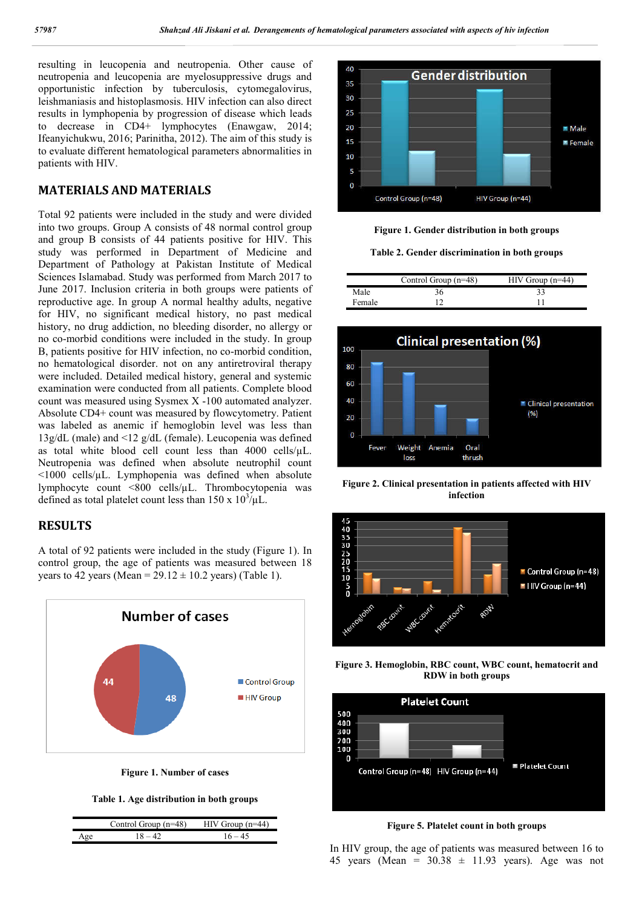resulting in leucopenia and neutropenia. Other cause of neutropenia and leucopenia are myelosuppressive drugs and opportunistic infection by tuberculosis, cytomegalovirus, leishmaniasis and histoplasmosis. HIV infection can also direct results in lymphopenia by progression of disease which leads to decrease in CD4+ lymphocytes (Enawgaw, 2014; Ifeanyichukwu, 2016; Parinitha, 2012). The aim of this study is to evaluate different hematological parameters abnormalities in patients with HIV.

## MATERIALS AND MATERIALS

Total 92 patients were included in the study and were divided into two groups. Group A consists of 48 normal control group and group B consists of 44 patients positive for HIV. This study was performed in Department of Medicine and Department of Pathology at Pakistan Institute of Medical Sciences Islamabad. Study was performed from March 2017 to June 2017. Inclusion criteria in both groups were patients of reproductive age. In group A normal healthy adults, negative for HIV, no significant medical history, no past medical history, no drug addiction, no bleeding disorder, no allergy or no co-morbid conditions were included in the study. In group B, patients positive for HIV infection, no co-morbid condition, no hematological disorder. not on any antiretroviral therapy were included. Detailed medical history, general and systemic examination were conducted from all patients. Complete blood count was measured using Sysmex X -100 automated analyzer. Absolute CD4+ count was measured by flowcytometry. Patient was labeled as anemic if hemoglobin level was less than 13g/dL (male) and <12 g/dL (female). Leucopenia was defined as total white blood cell count less than 4000 cells/µL. Neutropenia was defined when absolute neutrophil count <1000 cells/µL. Lymphopenia was defined when absolute lymphocyte count <800 cells/µL. Thrombocytopenia was defined as total platelet count less than 150 x $10^3$/µL.

## RESULTS

A total of 92 patients were included in the study (Figure 1). In control group, the age of patients was measured between 18 years to 42 years (Mean = 29.12 ± 10.2 years) (Table 1).

Number of cases

44

48

Control Group

HIV Group

Figure 1. Number of cases

Table 1. Age distribution in both groups

| | Control Group (n=48) | HIV Group (n=44) |
|---|---|---|
| Age | 18 – 42 | 16 – 45 |

In HIV group, the age of patients was measured between 16 to 45 years (Mean = 30.38 ± 11.93 years). Age was not

Gender distribution

40
35
30
25
20
15
10
5
0

Control Group (n=48)
HIV Group (n=44)

Male
Female

Figure 1. Gender distribution in both groups

Table 2. Gender discrimination in both groups

| | Control Group (n=48) | HIV Group (n=44) |
|---|---|---|
| Male | 36 | 33 |
| Female | 12 | 11 |

Clinical presentation (%)

100
80
60
40
20
0

Fever
Weight loss
Anemia
Oral thrush

Clinical presentation (%)

Figure 2. Clinical presentation in patients affected with HIV infection

45
40
35
30
25
20
15
10
5
0

Hemoglobin
RBC count
WBC count
Hematocrit
RDW

Control Group (n=48)
HIV Group (n=44)

Figure 3. Hemoglobin, RBC count, WBC count, hematocrit and RDW in both groups

Platelet Count

500
400
300
200
100
0

Control Group (n=48)
HIV Group (n=44)

Platelet Count

Figure 5. Platelet count in both groups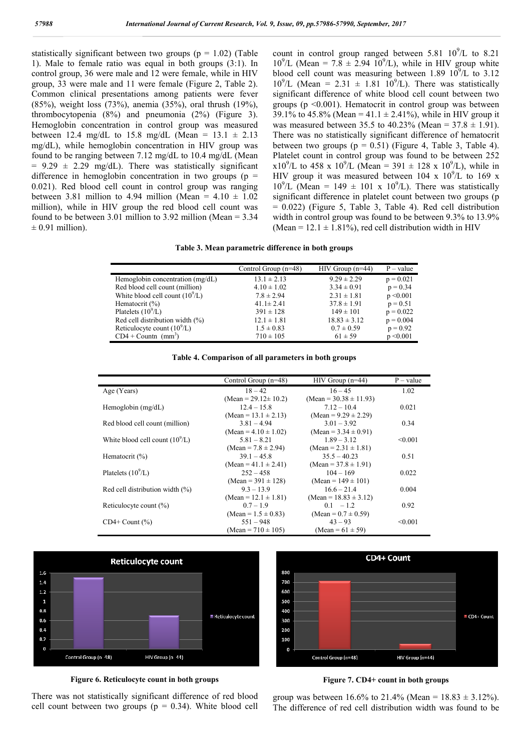statistically significant between two groups (p = 1.02) (Table 1). Male to female ratio was equal in both groups (3:1). In control group, 36 were male and 12 were female, while in HIV group, 33 were male and 11 were female (Figure 2, Table 2). Common clinical presentations among patients were fever (85%), weight loss (73%), anemia (35%), oral thrush (19%), thrombocytopenia (8%) and pneumonia (2%) (Figure 3). Hemoglobin concentration in control group was measured between 12.4 mg/dL to 15.8 mg/dL (Mean = 13.1 ± 2.13 mg/dL), while hemoglobin concentration in HIV group was found to be ranging between 7.12 mg/dL to 10.4 mg/dL (Mean = 9.29 ± 2.29 mg/dL). There was statistically significant difference in hemoglobin concentration in two groups (p = 0.021). Red blood cell count in control group was ranging between 3.81 million to 4.94 million (Mean = 4.10 ± 1.02 million), while in HIV group the red blood cell count was found to be between 3.01 million to 3.92 million (Mean = 3.34 ± 0.91 million).

There was not statistically significant difference of red blood cell count between two groups (p = 0.34). White blood cell count in control group ranged between 5.81 $10^9$/L to 8.21 $10^9$/L (Mean = 7.8 ± 2.94 $10^9$/L), while in HIV group white blood cell count was measuring between 1.89 $10^9$/L to 3.12 $10^9$/L (Mean = 2.31 ± 1.81 $10^9$/L). There was statistically significant difference of white blood cell count between two groups (p <0.001). Hematocrit in control group was between 39.1% to 45.8% (Mean = 41.1 ± 2.41%), while in HIV group it was measured between 35.5 to 40.23% (Mean = 37.8 ± 1.91). There was no statistically significant difference of hematocrit between two groups (p = 0.51) (Figure 4, Table 3, Table 4). Platelet count in control group was found to be between 252 x$10^9$/L to 458 x $10^9$/L (Mean = 391 ± 128 x $10^9$/L), while in HIV group it was measured between 104 x $10^9$/L to 169 x $10^9$/L (Mean = 149 ± 101 x $10^9$/L). There was statistically significant difference in platelet count between two groups (p = 0.022) (Figure 5, Table 3, Table 4). Red cell distribution width in control group was found to be between 9.3% to 13.9% (Mean = 12.1 ± 1.81%), red cell distribution width in HIV group was between 16.6% to 21.4% (Mean = 18.83 ± 3.12%). The difference of red cell distribution width was found to be

**Table 3. Mean parametric difference in both groups**

| | Control Group (n=48) | HIV Group (n=44) | P – value |
|---|---|---|---|
| Hemoglobin concentration (mg/dL) | 13.1 ± 2.13 | 9.29 ± 2.29 | p = 0.021 |
| Red blood cell count (million) | 4.10 ± 1.02 | 3.34 ± 0.91 | p = 0.34 |
| White blood cell count ($10^9$/L) | 7.8 ± 2.94 | 2.31 ± 1.81 | p <0.001 |
| Hematocrit (%) | 41.1± 2.41 | 37.8 ± 1.91 | p = 0.51 |
| Platelets ($10^9$/L) | 391 ± 128 | 149 ± 101 | p = 0.022 |
| Red cell distribution width (%) | 12.1 ± 1.81 | 18.83 ± 3.12 | p = 0.004 |
| Reticulocyte count ($10^9$/L) | 1.5 ± 0.83 | 0.7 ± 0.59 | p = 0.92 |
| CD4 + Countn (mm$^3$) | 710 ± 105 | 61 ± 59 | p <0.001 |

**Table 4. Comparison of all parameters in both groups**

| | Control Group (n=48) | HIV Group (n=44) | P – value |
|---|---|---|---|
| Age (Years) | 18 – 42 (Mean = 29.12± 10.2) | 16 – 45 (Mean = 30.38 ± 11.93) | 1.02 |
| Hemoglobin (mg/dL) | 12.4 – 15.8 (Mean = 13.1 ± 2.13) | 7.12 – 10.4 (Mean = 9.29 ± 2.29) | 0.021 |
| Red blood cell count (million) | 3.81 – 4.94 (Mean = 4.10 ± 1.02) | 3.01 – 3.92 (Mean = 3.34 ± 0.91) | 0.34 |
| White blood cell count ($10^9$/L) | 5.81 – 8.21 (Mean = 7.8 ± 2.94) | 1.89 – 3.12 (Mean = 2.31 ± 1.81) | <0.001 |
| Hematocrit (%) | 39.1 – 45.8 (Mean = 41.1 ± 2.41) | 35.5 – 40.23 (Mean = 37.8 ± 1.91) | 0.51 |
| Platelets ($10^9$/L) | 252 – 458 (Mean = 391 ± 128) | 104 – 169 (Mean = 149 ± 101) | 0.022 |
| Red cell distribution width (%) | 9.3 – 13.9 (Mean = 12.1 ± 1.81) | 16.6 – 21.4 (Mean = 18.83 ± 3.12) | 0.004 |
| Reticulocyte count (%) | 0.7 – 1.9 (Mean = 1.5 ± 0.83) | 0.1 – 1.2 (Mean = 0.7 ± 0.59) | 0.92 |
| CD4+ Count (%) | 551 – 948 (Mean = 710 ± 105) | 43 – 93 (Mean = 61 ± 59) | <0.001 |

Reticulocyte count

1.6
1.4
1.2
1
0.8
0.6
0.4
0.2
0

Control Group (n=48)
HIV Group (n=44)

Reticulocyte count

**Figure 6. Reticulocyte count in both groups**

CD4+ Count

800
700
600
500
400
300
200
100
0

Control Group (n=48)
HIV Group (n=44)

CD4+ Count

**Figure 7. CD4+ count in both groups**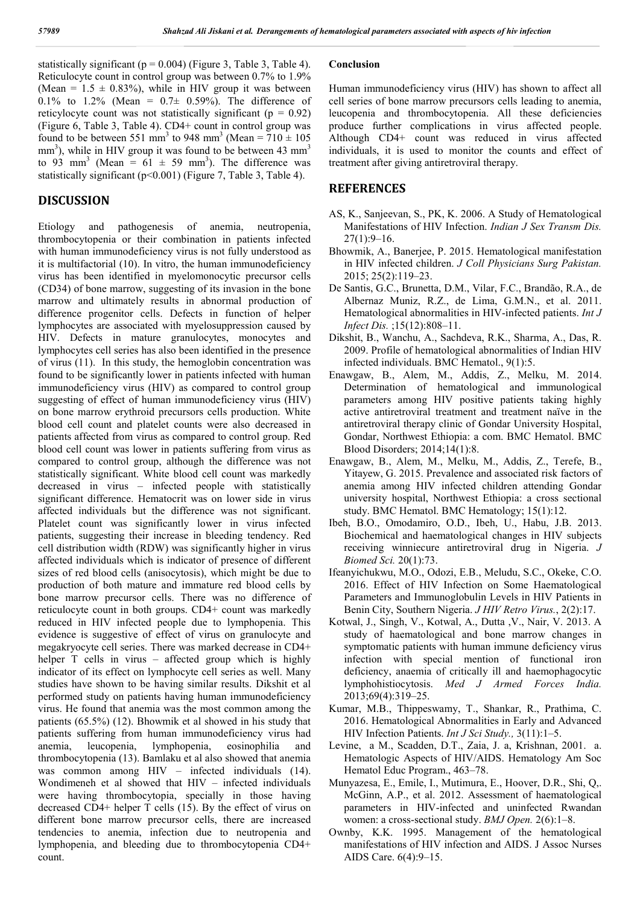statistically significant (p = 0.004) (Figure 3, Table 3, Table 4). Reticulocyte count in control group was between 0.7% to 1.9% (Mean = 1.5 ± 0.83%), while in HIV group it was between 0.1% to 1.2% (Mean = 0.7± 0.59%). The difference of reticylocyte count was not statistically significant (p = 0.92) (Figure 6, Table 3, Table 4). CD4+ count in control group was found to be between 551 $mm^3$ to 948 $mm^3$ (Mean = 710 ± 105 $mm^3$), while in HIV group it was found to be between 43 $mm^3$ to 93 $mm^3$ (Mean = 61 ± 59 $mm^3$). The difference was statistically significant (p<0.001) (Figure 7, Table 3, Table 4).

## DISCUSSION

Etiology and pathogenesis of anemia, neutropenia, thrombocytopenia or their combination in patients infected with human immunodeficiency virus is not fully understood as it is multifactorial (10). In vitro, the human immunodeficiency virus has been identified in myelomonocytic precursor cells (CD34) of bone marrow, suggesting of its invasion in the bone marrow and ultimately results in abnormal production of difference progenitor cells. Defects in function of helper lymphocytes are associated with myelosuppression caused by HIV. Defects in mature granulocytes, monocytes and lymphocytes cell series has also been identified in the presence of virus (11). In this study, the hemoglobin concentration was found to be significantly lower in patients infected with human immunodeficiency virus (HIV) as compared to control group suggesting of effect of human immunodeficiency virus (HIV) on bone marrow erythroid precursors cells production. White blood cell count and platelet counts were also decreased in patients affected from virus as compared to control group. Red blood cell count was lower in patients suffering from virus as compared to control group, although the difference was not statistically significant. White blood cell count was markedly decreased in virus – infected people with statistically significant difference. Hematocrit was on lower side in virus affected individuals but the difference was not significant. Platelet count was significantly lower in virus infected patients, suggesting their increase in bleeding tendency. Red cell distribution width (RDW) was significantly higher in virus affected individuals which is indicator of presence of different sizes of red blood cells (anisocytosis), which might be due to production of both mature and immature red blood cells by bone marrow precursor cells. There was no difference of reticulocyte count in both groups. CD4+ count was markedly reduced in HIV infected people due to lymphopenia. This evidence is suggestive of effect of virus on granulocyte and megakryocyte cell series. There was marked decrease in CD4+ helper T cells in virus – affected group which is highly indicator of its effect on lymphocyte cell series as well. Many studies have shown to be having similar results. Dikshit et al performed study on patients having human immunodeficiency virus. He found that anemia was the most common among the patients (65.5%) (12). Bhowmik et al showed in his study that patients suffering from human immunodeficiency virus had anemia, leucopenia, lymphopenia, eosinophilia and thrombocytopenia (13). Bamlaku et al also showed that anemia was common among HIV – infected individuals (14). Wondimeneh et al showed that HIV – infected individuals were having thrombocytopia, specially in those having decreased CD4+ helper T cells (15). By the effect of virus on different bone marrow precursor cells, there are increased tendencies to anemia, infection due to neutropenia and lymphopenia, and bleeding due to thrombocytopenia CD4+ count.

### Conclusion

Human immunodeficiency virus (HIV) has shown to affect all cell series of bone marrow precursors cells leading to anemia, leucopenia and thrombocytopenia. All these deficiencies produce further complications in virus affected people. Although CD4+ count was reduced in virus affected individuals, it is used to monitor the counts and effect of treatment after giving antiretroviral therapy.

## REFERENCES

AS, K., Sanjeevan, S., PK, K. 2006. A Study of Hematological Manifestations of HIV Infection. *Indian J Sex Transm Dis.* 27(1):9–16.

Bhowmik, A., Banerjee, P. 2015. Hematological manifestation in HIV infected children. *J Coll Physicians Surg Pakistan.* 2015; 25(2):119–23.

De Santis, G.C., Brunetta, D.M., Vilar, F.C., Brandão, R.A., de Albernaz Muniz, R.Z., de Lima, G.M.N., et al. 2011. Hematological abnormalities in HIV-infected patients. *Int J Infect Dis.* ;15(12):808–11.

Dikshit, B., Wanchu, A., Sachdeva, R.K., Sharma, A., Das, R. 2009. Profile of hematological abnormalities of Indian HIV infected individuals. BMC Hematol., 9(1):5.

Enawgaw, B., Alem, M., Addis, Z., Melku, M. 2014. Determination of hematological and immunological parameters among HIV positive patients taking highly active antiretroviral treatment and treatment naïve in the antiretroviral therapy clinic of Gondar University Hospital, Gondar, Northwest Ethiopia: a com. BMC Hematol. BMC Blood Disorders; 2014;14(1):8.

Enawgaw, B., Alem, M., Melku, M., Addis, Z., Terefe, B., Yitayew, G. 2015. Prevalence and associated risk factors of anemia among HIV infected children attending Gondar university hospital, Northwest Ethiopia: a cross sectional study. BMC Hematol. BMC Hematology; 15(1):12.

Ibeh, B.O., Omodamiro, O.D., Ibeh, U., Habu, J.B. 2013. Biochemical and haematological changes in HIV subjects receiving winniecure antiretroviral drug in Nigeria. *J Biomed Sci.* 20(1):73.

Ifeanyichukwu, M.O., Odozi, E.B., Meludu, S.C., Okeke, C.O. 2016. Effect of HIV Infection on Some Haematological Parameters and Immunoglobulin Levels in HIV Patients in Benin City, Southern Nigeria. *J HIV Retro Virus.*, 2(2):17.

Kotwal, J., Singh, V., Kotwal, A., Dutta ,V., Nair, V. 2013. A study of haematological and bone marrow changes in symptomatic patients with human immune deficiency virus infection with special mention of functional iron deficiency, anaemia of critically ill and haemophagocytic lymphohistiocytosis. *Med J Armed Forces India.* 2013;69(4):319–25.

Kumar, M.B., Thippeswamy, T., Shankar, R., Prathima, C. 2016. Hematological Abnormalities in Early and Advanced HIV Infection Patients. *Int J Sci Study.,* 3(11):1–5.

Levine, a M., Scadden, D.T., Zaia, J. a, Krishnan, 2001. a. Hematologic Aspects of HIV/AIDS. Hematology Am Soc Hematol Educ Program., 463–78.

Munyazesa, E., Emile, I., Mutimura, E., Hoover, D.R., Shi, Q,. McGinn, A.P., et al. 2012. Assessment of haematological parameters in HIV-infected and uninfected Rwandan women: a cross-sectional study. *BMJ Open.* 2(6):1–8.

Ownby, K.K. 1995. Management of the hematological manifestations of HIV infection and AIDS. J Assoc Nurses AIDS Care. 6(4):9–15.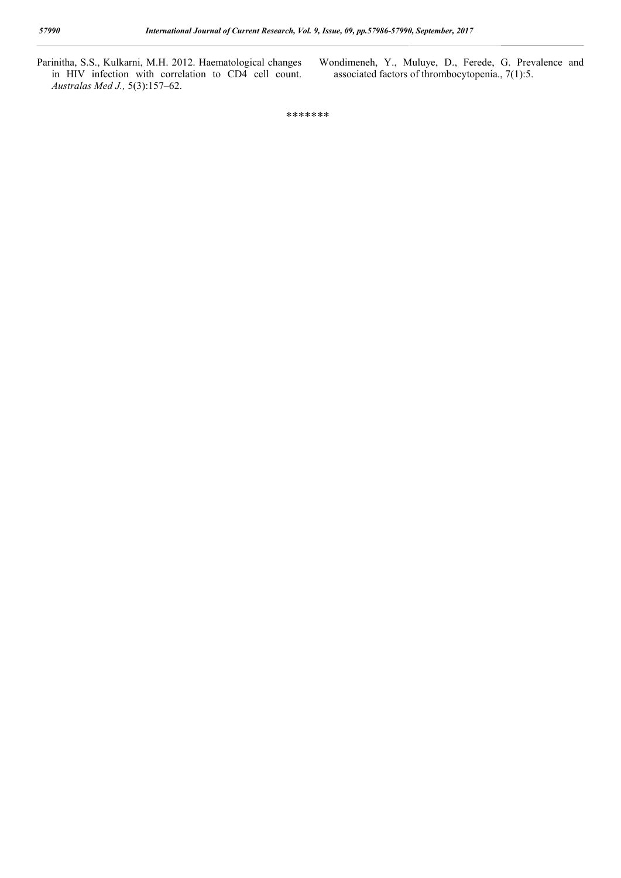Parinitha, S.S., Kulkarni, M.H. 2012. Haematological changes in HIV infection with correlation to CD4 cell count. *Australas Med J.,* 5(3):157–62.

Wondimeneh, Y., Muluye, D., Ferede, G. Prevalence and associated factors of thrombocytopenia., 7(1):5.

*******